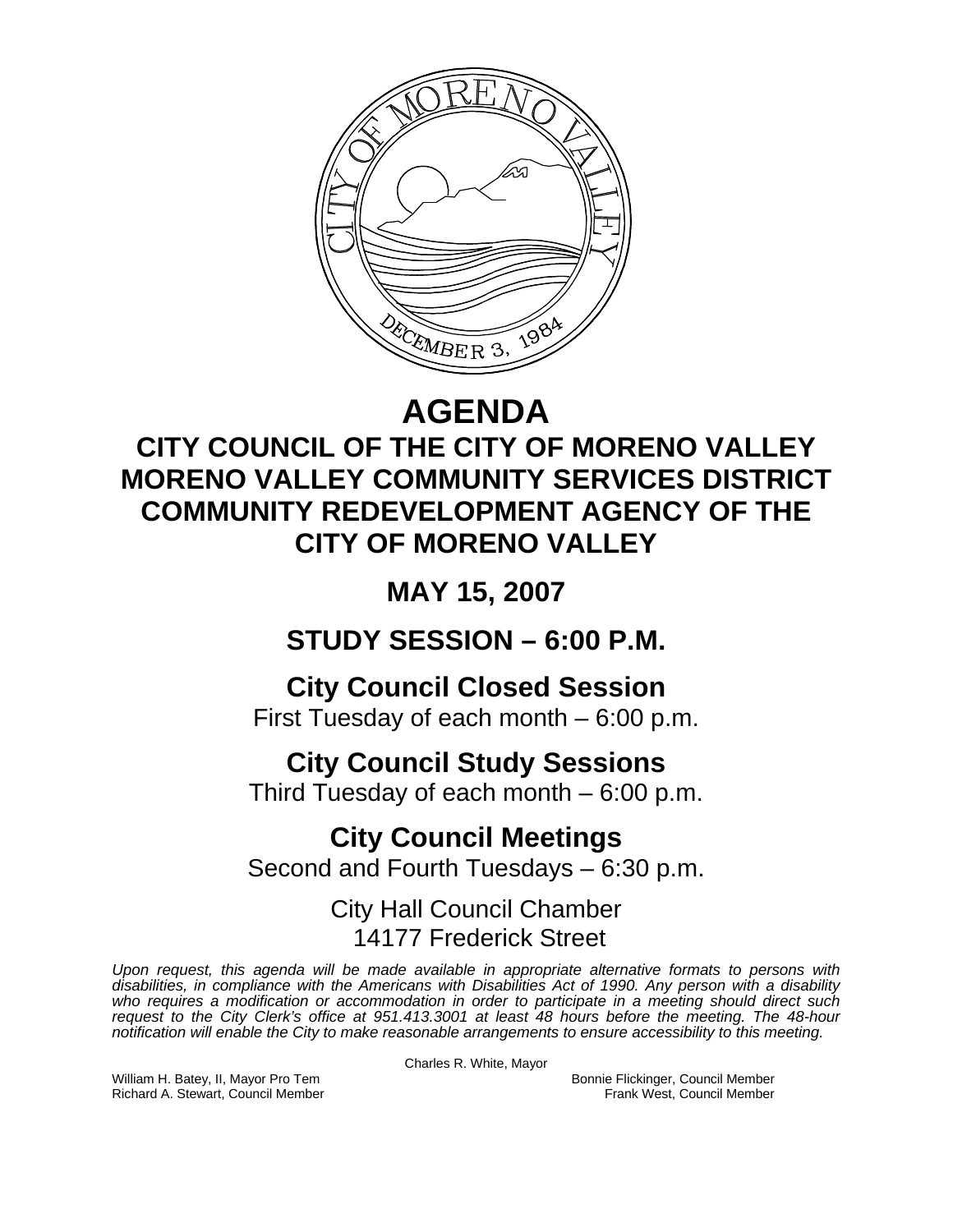# AGENDA

## CITY COUNCIL OF THE CITY OF MORENO VALLEY
## MORENO VALLEY COMMUNITY SERVICES DISTRICT
## COMMUNITY REDEVELOPMENT AGENCY OF THE CITY OF MORENO VALLEY

## MAY 15, 2007

## STUDY SESSION – 6:00 P.M.

### City Council Closed Session
First Tuesday of each month – 6:00 p.m.

### City Council Study Sessions
Third Tuesday of each month – 6:00 p.m.

### City Council Meetings
Second and Fourth Tuesdays – 6:30 p.m.

City Hall Council Chamber
14177 Frederick Street

*Upon request, this agenda will be made available in appropriate alternative formats to persons with disabilities, in compliance with the Americans with Disabilities Act of 1990. Any person with a disability who requires a modification or accommodation in order to participate in a meeting should direct such request to the City Clerk's office at 951.413.3001 at least 48 hours before the meeting. The 48-hour notification will enable the City to make reasonable arrangements to ensure accessibility to this meeting.*

Charles R. White, Mayor

William H. Batey, II, Mayor Pro Tem
Richard A. Stewart, Council Member
Bonnie Flickinger, Council Member
Frank West, Council Member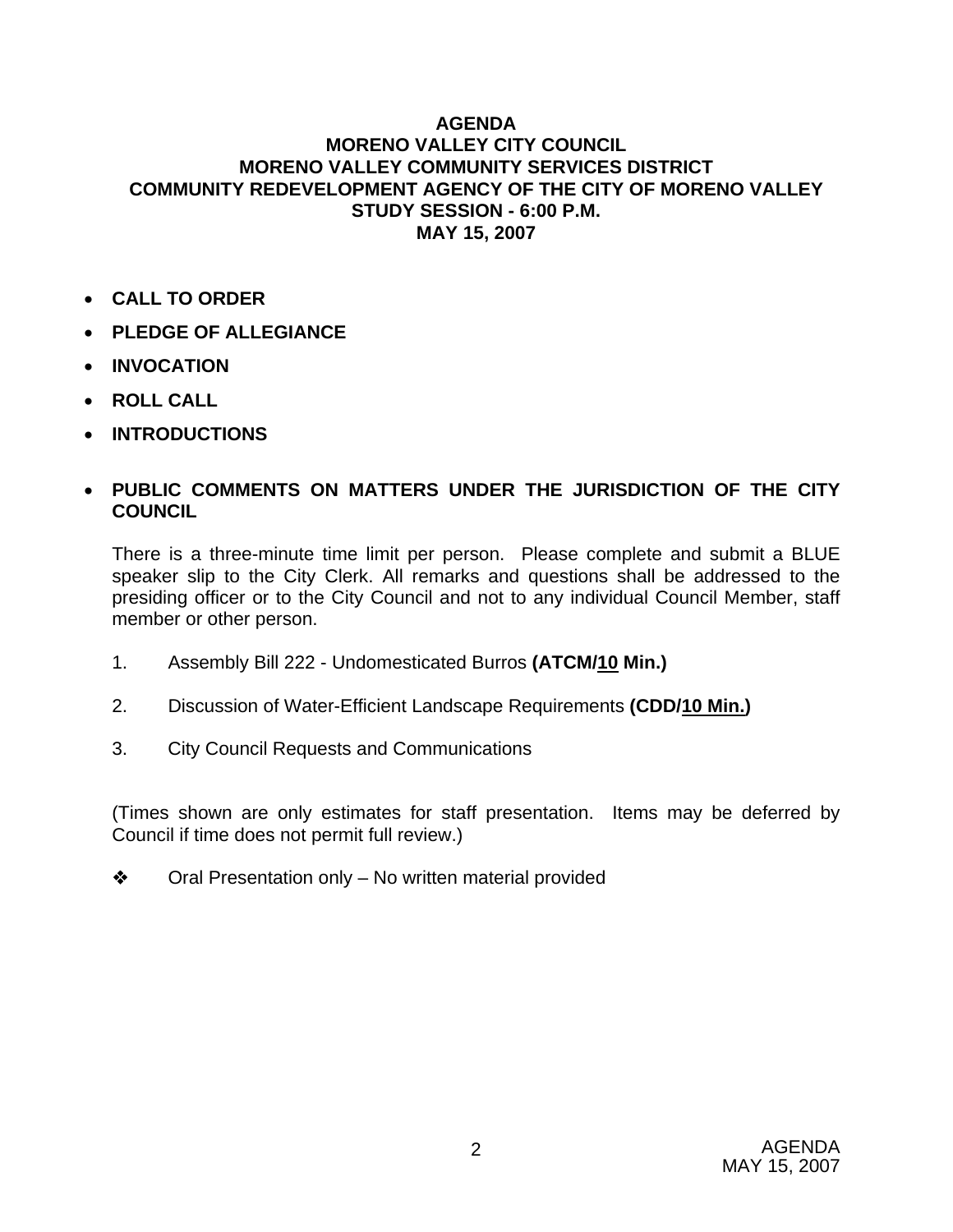# AGENDA
# MORENO VALLEY CITY COUNCIL
# MORENO VALLEY COMMUNITY SERVICES DISTRICT
# COMMUNITY REDEVELOPMENT AGENCY OF THE CITY OF MORENO VALLEY
# STUDY SESSION - 6:00 P.M.
# MAY 15, 2007

- **CALL TO ORDER**
- **PLEDGE OF ALLEGIANCE**
- **INVOCATION**
- **ROLL CALL**
- **INTRODUCTIONS**
- **PUBLIC COMMENTS ON MATTERS UNDER THE JURISDICTION OF THE CITY COUNCIL**

  There is a three-minute time limit per person. Please complete and submit a BLUE speaker slip to the City Clerk. All remarks and questions shall be addressed to the presiding officer or to the City Council and not to any individual Council Member, staff member or other person.

1. Assembly Bill 222 - Undomesticated Burros **(ATCM/10 Min.)**

2. Discussion of Water-Efficient Landscape Requirements **(CDD/10 Min.)**

3. City Council Requests and Communications

(Times shown are only estimates for staff presentation. Items may be deferred by Council if time does not permit full review.)

❖ Oral Presentation only – No written material provided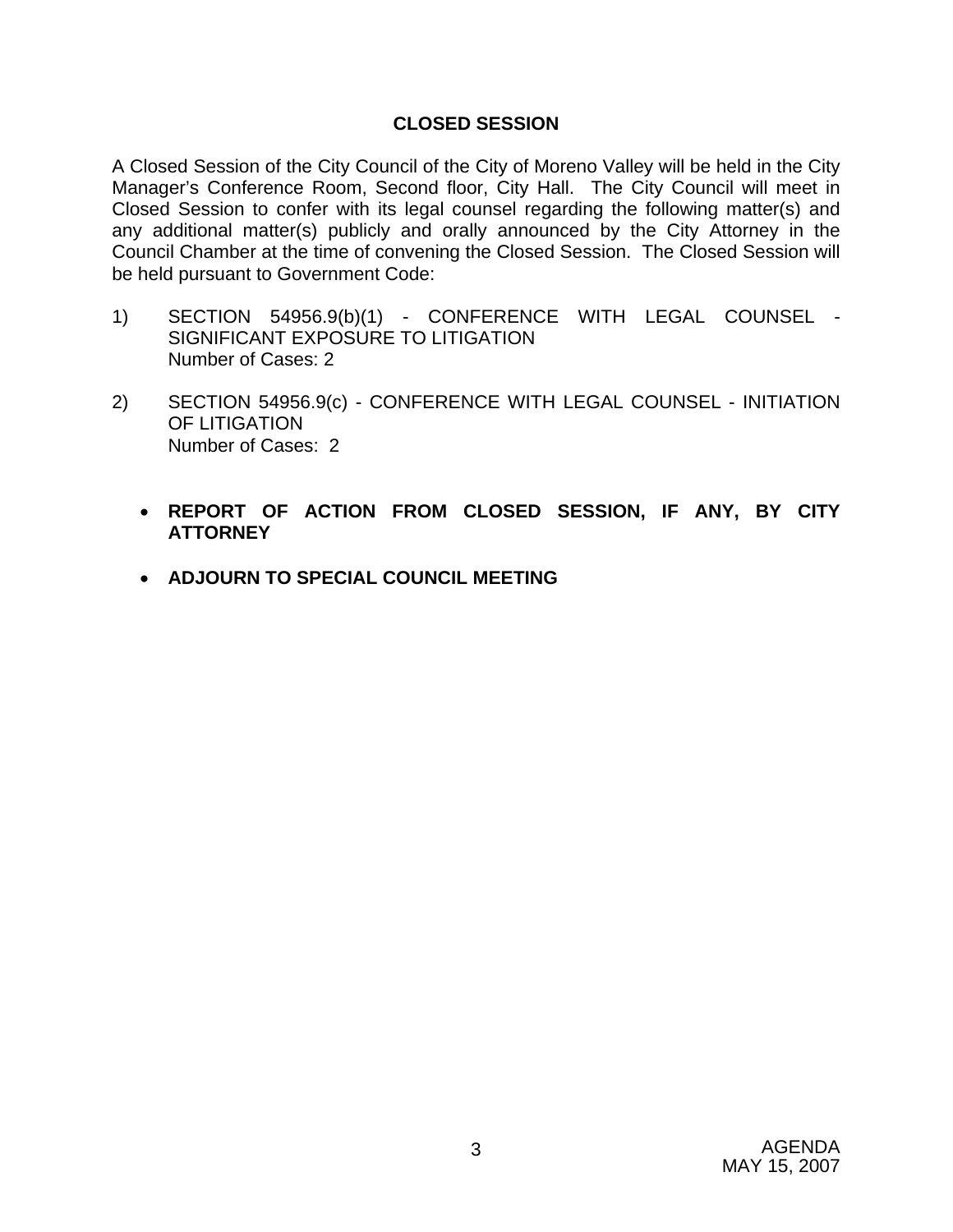## CLOSED SESSION

A Closed Session of the City Council of the City of Moreno Valley will be held in the City Manager's Conference Room, Second floor, City Hall. The City Council will meet in Closed Session to confer with its legal counsel regarding the following matter(s) and any additional matter(s) publicly and orally announced by the City Attorney in the Council Chamber at the time of convening the Closed Session. The Closed Session will be held pursuant to Government Code:

1) SECTION 54956.9(b)(1) - CONFERENCE WITH LEGAL COUNSEL - SIGNIFICANT EXPOSURE TO LITIGATION
   Number of Cases: 2

2) SECTION 54956.9(c) - CONFERENCE WITH LEGAL COUNSEL - INITIATION OF LITIGATION
   Number of Cases: 2

- **REPORT OF ACTION FROM CLOSED SESSION, IF ANY, BY CITY ATTORNEY**

- **ADJOURN TO SPECIAL COUNCIL MEETING**